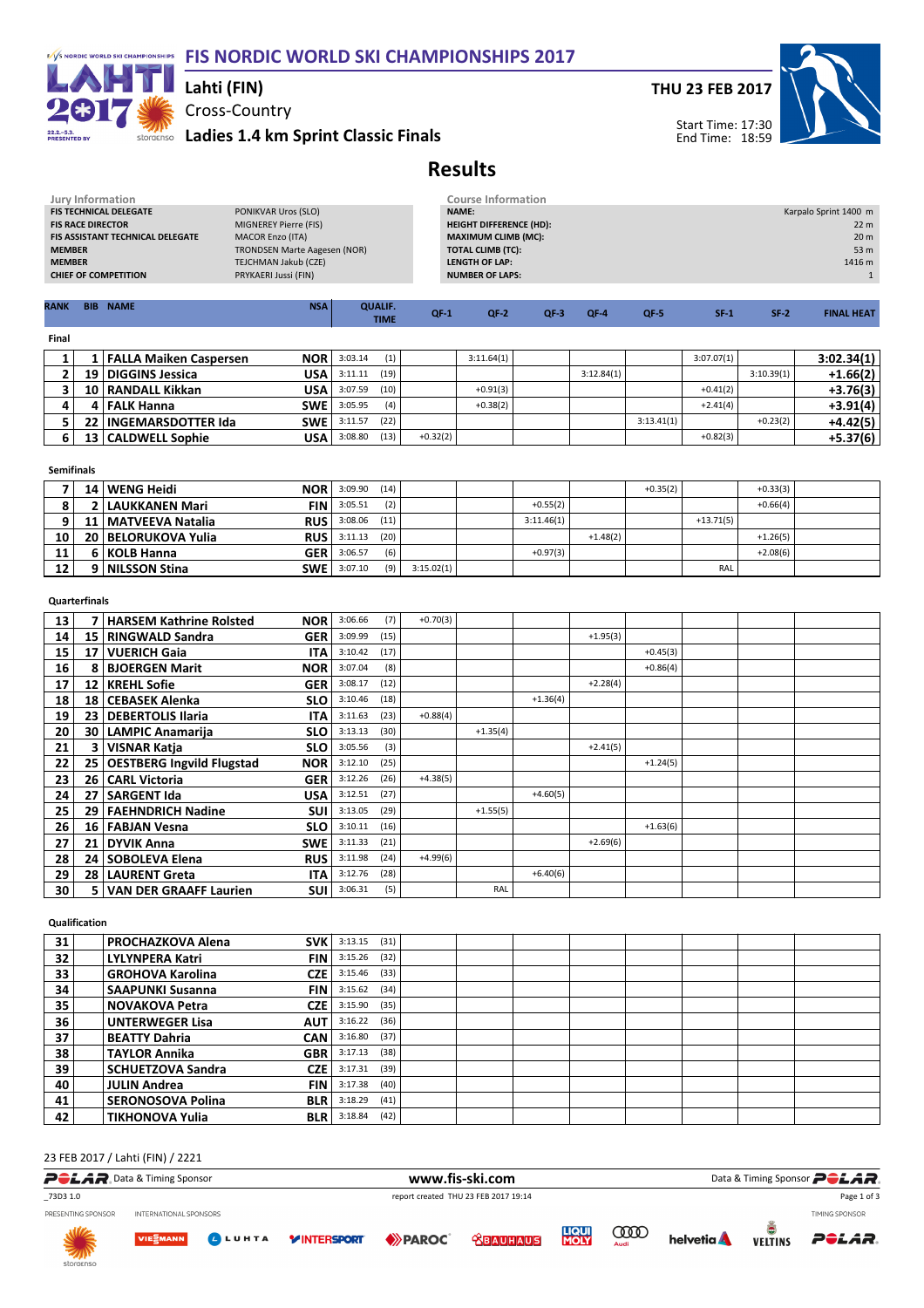# FIS NORDIC WORLD SKI CHAMPIONSHIPS 2017

**Lahti (FIN)**

Cross-Country

**Ladies 1.4 km Sprint Classic Finals**

**THU 23 FEB 2017**

Start Time: 17:30
End Time: 18:59

## Results

**Jury Information**

| | |
|---|---|
| FIS TECHNICAL DELEGATE | PONIKVAR Uros (SLO) |
| FIS RACE DIRECTOR | MIGNEREY Pierre (FIS) |
| FIS ASSISTANT TECHNICAL DELEGATE | MACOR Enzo (ITA) |
| MEMBER | TRONDSEN Marte Aagesen (NOR) |
| MEMBER | TEJCHMAN Jakub (CZE) |
| CHIEF OF COMPETITION | PRYKAERI Jussi (FIN) |

**Course Information**

| | |
|---|---|
| NAME: | Karpalo Sprint 1400 m |
| HEIGHT DIFFERENCE (HD): | 22 m |
| MAXIMUM CLIMB (MC): | 20 m |
| TOTAL CLIMB (TC): | 53 m |
| LENGTH OF LAP: | 1416 m |
| NUMBER OF LAPS: | 1 |

| RANK | BIB | NAME | NSA | QUALIF. TIME | | QF-1 | QF-2 | QF-3 | QF-4 | QF-5 | SF-1 | SF-2 | FINAL HEAT |
|---|---|---|---|---|---|---|---|---|---|---|---|---|---|
| **Final** | | | | | | | | | | | | | |
| 1 | 1 | FALLA Maiken Caspersen | NOR | 3:03.14 | (1) | | 3:11.64(1) | | | | 3:07.07(1) | | 3:02.34(1) |
| 2 | 19 | DIGGINS Jessica | USA | 3:11.11 | (19) | | | | 3:12.84(1) | | | 3:10.39(1) | +1.66(2) |
| 3 | 10 | RANDALL Kikkan | USA | 3:07.59 | (10) | | +0.91(3) | | | | +0.41(2) | | +3.76(3) |
| 4 | 4 | FALK Hanna | SWE | 3:05.95 | (4) | | +0.38(2) | | | | +2.41(4) | | +3.91(4) |
| 5 | 22 | INGEMARSDOTTER Ida | SWE | 3:11.57 | (22) | | | | | 3:13.41(1) | | +0.23(2) | +4.42(5) |
| 6 | 13 | CALDWELL Sophie | USA | 3:08.80 | (13) | +0.32(2) | | | | | +0.82(3) | | +5.37(6) |
| **Semifinals** | | | | | | | | | | | | | |
| 7 | 14 | WENG Heidi | NOR | 3:09.90 | (14) | | | | | +0.35(2) | | +0.33(3) | |
| 8 | 2 | LAUKKANEN Mari | FIN | 3:05.51 | (2) | | | +0.55(2) | | | | +0.66(4) | |
| 9 | 11 | MATVEEVA Natalia | RUS | 3:08.06 | (11) | | | 3:11.46(1) | | | +13.71(5) | | |
| 10 | 20 | BELORUKOVA Yulia | RUS | 3:11.13 | (20) | | | | +1.48(2) | | | +1.26(5) | |
| 11 | 6 | KOLB Hanna | GER | 3:06.57 | (6) | | | +0.97(3) | | | | +2.08(6) | |
| 12 | 9 | NILSSON Stina | SWE | 3:07.10 | (9) | 3:15.02(1) | | | | | RAL | | |
| **Quarterfinals** | | | | | | | | | | | | | |
| 13 | 7 | HARSEM Kathrine Rolsted | NOR | 3:06.66 | (7) | +0.70(3) | | | | | | | |
| 14 | 15 | RINGWALD Sandra | GER | 3:09.99 | (15) | | | | +1.95(3) | | | | |
| 15 | 17 | VUERICH Gaia | ITA | 3:10.42 | (17) | | | | | +0.45(3) | | | |
| 16 | 8 | BJOERGEN Marit | NOR | 3:07.04 | (8) | | | | | +0.86(4) | | | |
| 17 | 12 | KREHL Sofie | GER | 3:08.17 | (12) | | | | +2.28(4) | | | | |
| 18 | 18 | CEBASEK Alenka | SLO | 3:10.46 | (18) | | | +1.36(4) | | | | | |
| 19 | 23 | DEBERTOLIS Ilaria | ITA | 3:11.63 | (23) | +0.88(4) | | | | | | | |
| 20 | 30 | LAMPIC Anamarija | SLO | 3:13.13 | (30) | | +1.35(4) | | | | | | |
| 21 | 3 | VISNAR Katja | SLO | 3:05.56 | (3) | | | | +2.41(5) | | | | |
| 22 | 25 | OESTBERG Ingvild Flugstad | NOR | 3:12.10 | (25) | | | | | +1.24(5) | | | |
| 23 | 26 | CARL Victoria | GER | 3:12.26 | (26) | +4.38(5) | | | | | | | |
| 24 | 27 | SARGENT Ida | USA | 3:12.51 | (27) | | | +4.60(5) | | | | | |
| 25 | 29 | FAEHNDRICH Nadine | SUI | 3:13.05 | (29) | | +1.55(5) | | | | | | |
| 26 | 16 | FABJAN Vesna | SLO | 3:10.11 | (16) | | | | | +1.63(6) | | | |
| 27 | 21 | DYVIK Anna | SWE | 3:11.33 | (21) | | | | +2.69(6) | | | | |
| 28 | 24 | SOBOLEVA Elena | RUS | 3:11.98 | (24) | +4.99(6) | | | | | | | |
| 29 | 28 | LAURENT Greta | ITA | 3:12.76 | (28) | | | +6.40(6) | | | | | |
| 30 | 5 | VAN DER GRAAFF Laurien | SUI | 3:06.31 | (5) | | RAL | | | | | | |
| **Qualification** | | | | | | | | | | | | | |
| 31 | | PROCHAZKOVA Alena | SVK | 3:13.15 | (31) | | | | | | | | |
| 32 | | LYLYNPERA Katri | FIN | 3:15.26 | (32) | | | | | | | | |
| 33 | | GROHOVA Karolina | CZE | 3:15.46 | (33) | | | | | | | | |
| 34 | | SAAPUNKI Susanna | FIN | 3:15.62 | (34) | | | | | | | | |
| 35 | | NOVAKOVA Petra | CZE | 3:15.90 | (35) | | | | | | | | |
| 36 | | UNTERWEGER Lisa | AUT | 3:16.22 | (36) | | | | | | | | |
| 37 | | BEATTY Dahria | CAN | 3:16.80 | (37) | | | | | | | | |
| 38 | | TAYLOR Annika | GBR | 3:17.13 | (38) | | | | | | | | |
| 39 | | SCHUETZOVA Sandra | CZE | 3:17.31 | (39) | | | | | | | | |
| 40 | | JULIN Andrea | FIN | 3:17.38 | (40) | | | | | | | | |
| 41 | | SERONOSOVA Polina | BLR | 3:18.29 | (41) | | | | | | | | |
| 42 | | TIKHONOVA Yulia | BLR | 3:18.84 | (42) | | | | | | | | |

23 FEB 2017 / Lahti (FIN) / 2221

_73D3 1.0 — report created THU 23 FEB 2017 19:14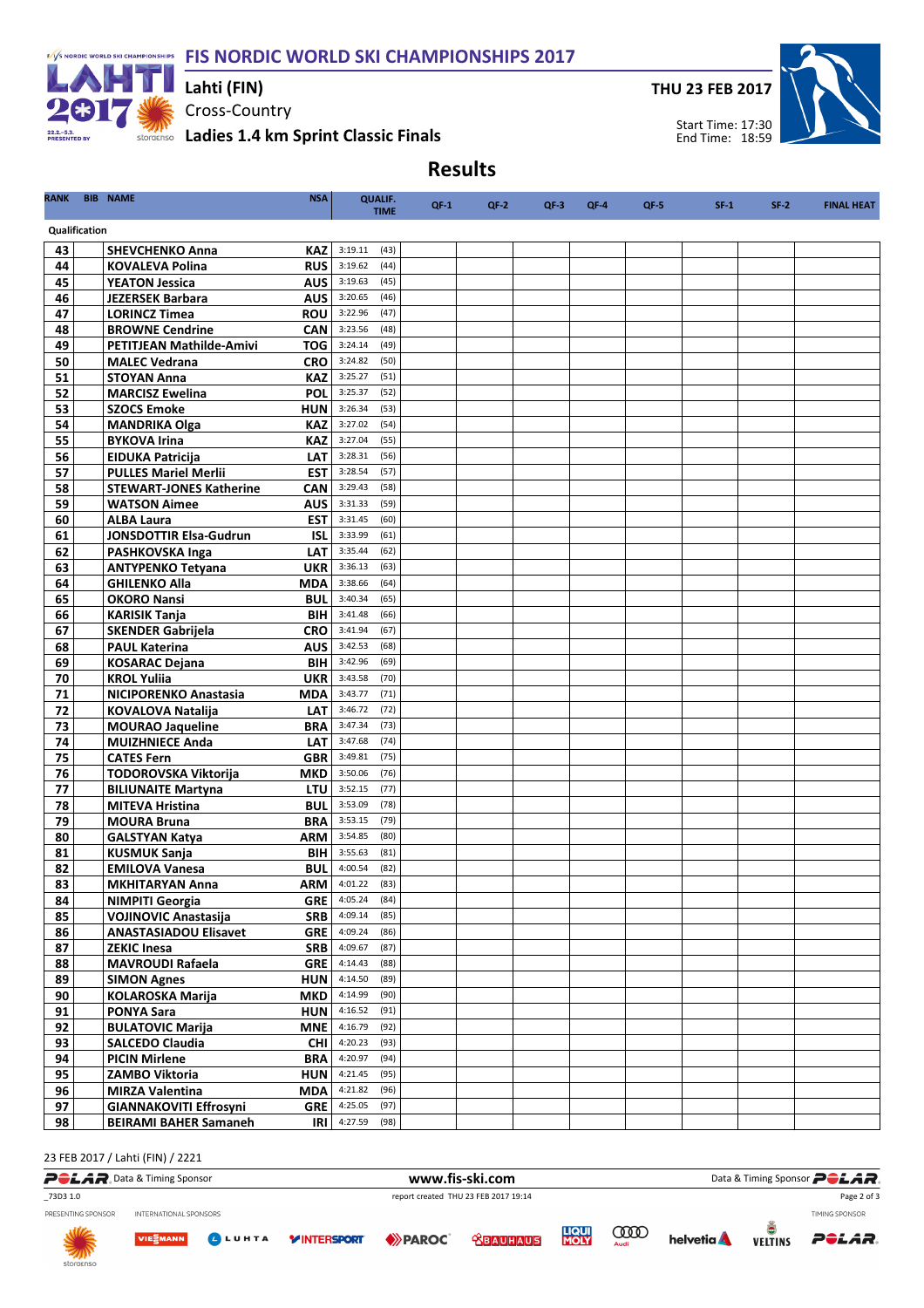# FIS NORDIC WORLD SKI CHAMPIONSHIPS 2017

## Lahti (FIN)

Cross-Country

## Ladies 1.4 km Sprint Classic Finals

**THU 23 FEB 2017**

Start Time: 17:30
End Time: 18:59

## Results

| RANK | BIB | NAME | NSA | QUALIF. TIME | | QF-1 | QF-2 | QF-3 | QF-4 | QF-5 | SF-1 | SF-2 | FINAL HEAT |
|---|---|---|---|---|---|---|---|---|---|---|---|---|---|
| **Qualification** | | | | | | | | | | | | | |
| 43 | | SHEVCHENKO Anna | KAZ | 3:19.11 | (43) | | | | | | | | |
| 44 | | KOVALEVA Polina | RUS | 3:19.62 | (44) | | | | | | | | |
| 45 | | YEATON Jessica | AUS | 3:19.63 | (45) | | | | | | | | |
| 46 | | JEZERSEK Barbara | AUS | 3:20.65 | (46) | | | | | | | | |
| 47 | | LORINCZ Timea | ROU | 3:22.96 | (47) | | | | | | | | |
| 48 | | BROWNE Cendrine | CAN | 3:23.56 | (48) | | | | | | | | |
| 49 | | PETITJEAN Mathilde-Amivi | TOG | 3:24.14 | (49) | | | | | | | | |
| 50 | | MALEC Vedrana | CRO | 3:24.82 | (50) | | | | | | | | |
| 51 | | STOYAN Anna | KAZ | 3:25.27 | (51) | | | | | | | | |
| 52 | | MARCISZ Ewelina | POL | 3:25.37 | (52) | | | | | | | | |
| 53 | | SZOCS Emoke | HUN | 3:26.34 | (53) | | | | | | | | |
| 54 | | MANDRIKA Olga | KAZ | 3:27.02 | (54) | | | | | | | | |
| 55 | | BYKOVA Irina | KAZ | 3:27.04 | (55) | | | | | | | | |
| 56 | | EIDUKA Patricija | LAT | 3:28.31 | (56) | | | | | | | | |
| 57 | | PULLES Mariel Merlii | EST | 3:28.54 | (57) | | | | | | | | |
| 58 | | STEWART-JONES Katherine | CAN | 3:29.43 | (58) | | | | | | | | |
| 59 | | WATSON Aimee | AUS | 3:31.33 | (59) | | | | | | | | |
| 60 | | ALBA Laura | EST | 3:31.45 | (60) | | | | | | | | |
| 61 | | JONSDOTTIR Elsa-Gudrun | ISL | 3:33.99 | (61) | | | | | | | | |
| 62 | | PASHKOVSKA Inga | LAT | 3:35.44 | (62) | | | | | | | | |
| 63 | | ANTYPENKO Tetyana | UKR | 3:36.13 | (63) | | | | | | | | |
| 64 | | GHILENKO Alla | MDA | 3:38.66 | (64) | | | | | | | | |
| 65 | | OKORO Nansi | BUL | 3:40.34 | (65) | | | | | | | | |
| 66 | | KARISIK Tanja | BIH | 3:41.48 | (66) | | | | | | | | |
| 67 | | SKENDER Gabrijela | CRO | 3:41.94 | (67) | | | | | | | | |
| 68 | | PAUL Katerina | AUS | 3:42.53 | (68) | | | | | | | | |
| 69 | | KOSARAC Dejana | BIH | 3:42.96 | (69) | | | | | | | | |
| 70 | | KROL Yuliia | UKR | 3:43.58 | (70) | | | | | | | | |
| 71 | | NICIPORENKO Anastasia | MDA | 3:43.77 | (71) | | | | | | | | |
| 72 | | KOVALOVA Natalija | LAT | 3:46.72 | (72) | | | | | | | | |
| 73 | | MOURAO Jaqueline | BRA | 3:47.34 | (73) | | | | | | | | |
| 74 | | MUIZHNIECE Anda | LAT | 3:47.68 | (74) | | | | | | | | |
| 75 | | CATES Fern | GBR | 3:49.81 | (75) | | | | | | | | |
| 76 | | TODOROVSKA Viktorija | MKD | 3:50.06 | (76) | | | | | | | | |
| 77 | | BILIUNAITE Martyna | LTU | 3:52.15 | (77) | | | | | | | | |
| 78 | | MITEVA Hristina | BUL | 3:53.09 | (78) | | | | | | | | |
| 79 | | MOURA Bruna | BRA | 3:53.15 | (79) | | | | | | | | |
| 80 | | GALSTYAN Katya | ARM | 3:54.85 | (80) | | | | | | | | |
| 81 | | KUSMUK Sanja | BIH | 3:55.63 | (81) | | | | | | | | |
| 82 | | EMILOVA Vanesa | BUL | 4:00.54 | (82) | | | | | | | | |
| 83 | | MKHITARYAN Anna | ARM | 4:01.22 | (83) | | | | | | | | |
| 84 | | NIMPITI Georgia | GRE | 4:05.24 | (84) | | | | | | | | |
| 85 | | VOJINOVIC Anastasija | SRB | 4:09.14 | (85) | | | | | | | | |
| 86 | | ANASTASIADOU Elisavet | GRE | 4:09.24 | (86) | | | | | | | | |
| 87 | | ZEKIC Inesa | SRB | 4:09.67 | (87) | | | | | | | | |
| 88 | | MAVROUDI Rafaela | GRE | 4:14.43 | (88) | | | | | | | | |
| 89 | | SIMON Agnes | HUN | 4:14.50 | (89) | | | | | | | | |
| 90 | | KOLAROSKA Marija | MKD | 4:14.99 | (90) | | | | | | | | |
| 91 | | PONYA Sara | HUN | 4:16.52 | (91) | | | | | | | | |
| 92 | | BULATOVIC Marija | MNE | 4:16.79 | (92) | | | | | | | | |
| 93 | | SALCEDO Claudia | CHI | 4:20.23 | (93) | | | | | | | | |
| 94 | | PICIN Mirlene | BRA | 4:20.97 | (94) | | | | | | | | |
| 95 | | ZAMBO Viktoria | HUN | 4:21.45 | (95) | | | | | | | | |
| 96 | | MIRZA Valentina | MDA | 4:21.82 | (96) | | | | | | | | |
| 97 | | GIANNAKOVITI Effrosyni | GRE | 4:25.05 | (97) | | | | | | | | |
| 98 | | BEIRAMI BAHER Samaneh | IRI | 4:27.59 | (98) | | | | | | | | |

23 FEB 2017 / Lahti (FIN) / 2221

www.fis-ski.com

_73D3 1.0 report created THU 23 FEB 2017 19:14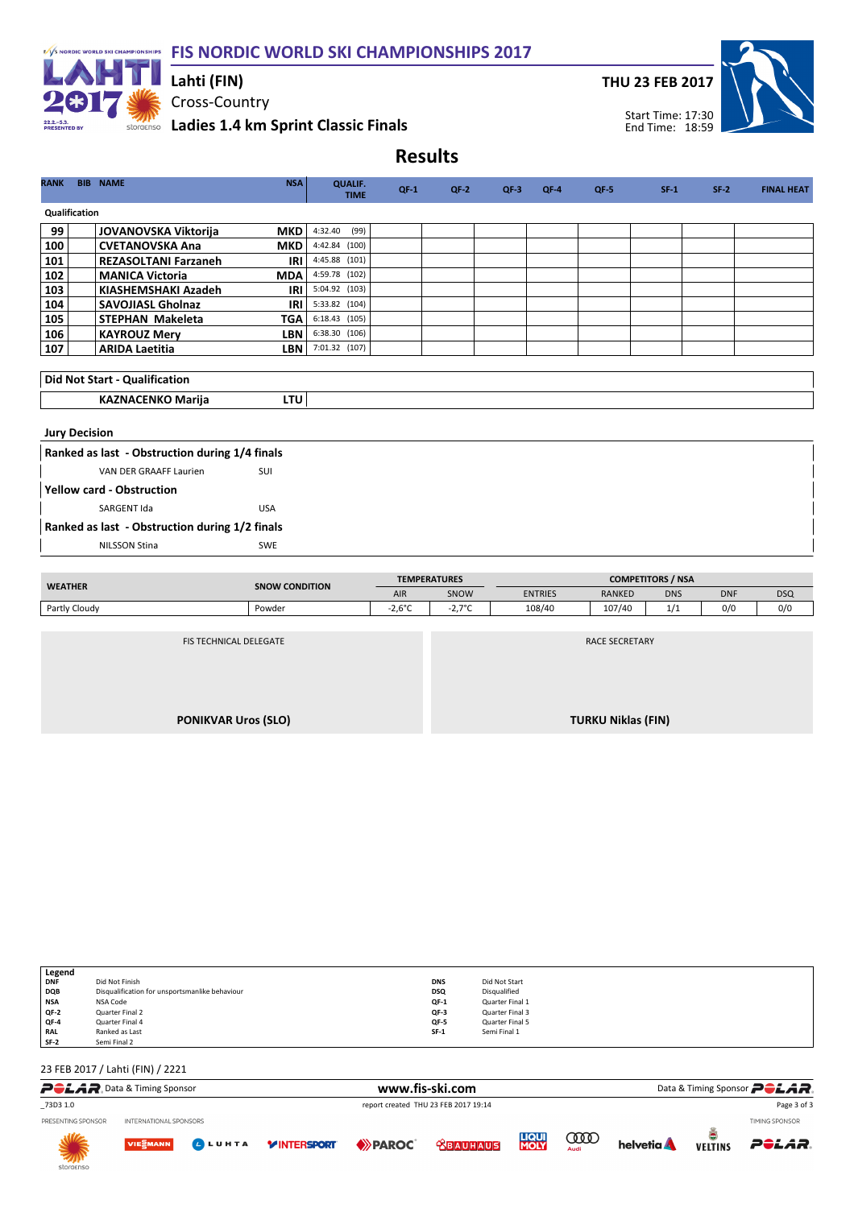# FIS NORDIC WORLD SKI CHAMPIONSHIPS 2017

## Lahti (FIN)

THU 23 FEB 2017

Cross-Country

## Ladies 1.4 km Sprint Classic Finals

Start Time: 17:30
End Time: 18:59

# Results

| RANK | BIB | NAME | NSA | QUALIF. TIME | QF-1 | QF-2 | QF-3 | QF-4 | QF-5 | SF-1 | SF-2 | FINAL HEAT |
|---|---|---|---|---|---|---|---|---|---|---|---|---|
| **Qualification** | | | | | | | | | | | | |
| 99 | | JOVANOVSKA Viktorija | MKD | 4:32.40 (99) | | | | | | | | |
| 100 | | CVETANOVSKA Ana | MKD | 4:42.84 (100) | | | | | | | | |
| 101 | | REZASOLTANI Farzaneh | IRI | 4:45.88 (101) | | | | | | | | |
| 102 | | MANICA Victoria | MDA | 4:59.78 (102) | | | | | | | | |
| 103 | | KIASHEMSHAKI Azadeh | IRI | 5:04.92 (103) | | | | | | | | |
| 104 | | SAVOJIASL Gholnaz | IRI | 5:33.82 (104) | | | | | | | | |
| 105 | | STEPHAN Makeleta | TGA | 6:18.43 (105) | | | | | | | | |
| 106 | | KAYROUZ Mery | LBN | 6:38.30 (106) | | | | | | | | |
| 107 | | ARIDA Laetitia | LBN | 7:01.32 (107) | | | | | | | | |

**Did Not Start - Qualification**

| Name | NSA |
|---|---|
| KAZNACENKO Marija | LTU |

**Jury Decision**

**Ranked as last - Obstruction during 1/4 finals**

VAN DER GRAAFF Laurien SUI

**Yellow card - Obstruction**

SARGENT Ida USA

**Ranked as last - Obstruction during 1/2 finals**

NILSSON Stina SWE

| WEATHER | SNOW CONDITION | TEMPERATURES | | COMPETITORS / NSA | | | | |
|---|---|---|---|---|---|---|---|---|
| | | AIR | SNOW | ENTRIES | RANKED | DNS | DNF | DSQ |
| Partly Cloudy | Powder | -2,6°C | -2,7°C | 108/40 | 107/40 | 1/1 | 0/0 | 0/0 |

| FIS TECHNICAL DELEGATE | RACE SECRETARY |
|---|---|
| **PONIKVAR Uros (SLO)** | **TURKU Niklas (FIN)** |

**Legend**

| | | | |
|---|---|---|---|
| DNF | Did Not Finish | DNS | Did Not Start |
| DQB | Disqualification for unsportsmanlike behaviour | DSQ | Disqualified |
| NSA | NSA Code | QF-1 | Quarter Final 1 |
| QF-2 | Quarter Final 2 | QF-3 | Quarter Final 3 |
| QF-4 | Quarter Final 4 | QF-5 | Quarter Final 5 |
| RAL | Ranked as Last | SF-1 | Semi Final 1 |
| SF-2 | Semi Final 2 | | |

23 FEB 2017 / Lahti (FIN) / 2221

_73D3 1.0 — report created THU 23 FEB 2017 19:14